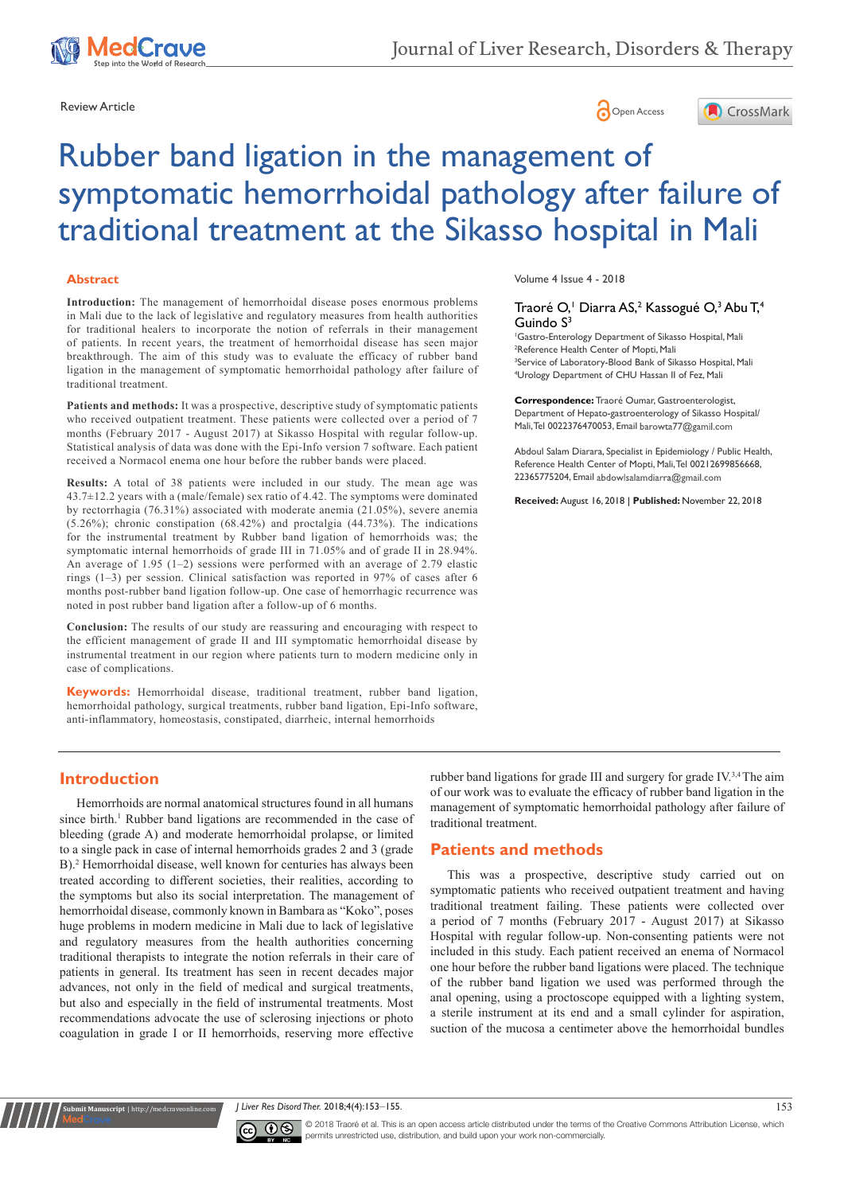Review Article

# Rubber band ligation in the management of symptomatic hemorrhoidal pathology after failure of traditional treatment at the Sikasso hospital in Mali

Traoré O,[1] Diarra AS,[2] Kassogué O,[3] Abu T,[4] Guindo S[3]

[1]Gastro-Enterology Department of Sikasso Hospital, Mali
[2]Reference Health Center of Mopti, Mali
[3]Service of Laboratory-Blood Bank of Sikasso Hospital, Mali
[4]Urology Department of CHU Hassan II of Fez, Mali

**Correspondence:** Traoré Oumar, Gastroenterologist, Department of Hepato-gastroenterology of Sikasso Hospital/ Mali, Tel 0022376470053, Email barowta77@gamil.com

Abdoul Salam Diarara, Specialist in Epidemiology / Public Health, Reference Health Center of Mopti, Mali, Tel 00212699856668, 22365775204, Email abdowlsalamdiarra@gmail.com

**Received:** August 16, 2018 | **Published:** November 22, 2018

## Abstract

**Introduction:** The management of hemorrhoidal disease poses enormous problems in Mali due to the lack of legislative and regulatory measures from health authorities for traditional healers to incorporate the notion of referrals in their management of patients. In recent years, the treatment of hemorrhoidal disease has seen major breakthrough. The aim of this study was to evaluate the efficacy of rubber band ligation in the management of symptomatic hemorrhoidal pathology after failure of traditional treatment.

**Patients and methods:** It was a prospective, descriptive study of symptomatic patients who received outpatient treatment. These patients were collected over a period of 7 months (February 2017 - August 2017) at Sikasso Hospital with regular follow-up. Statistical analysis of data was done with the Epi-Info version 7 software. Each patient received a Normacol enema one hour before the rubber bands were placed.

**Results:** A total of 38 patients were included in our study. The mean age was 43.7±12.2 years with a (male/female) sex ratio of 4.42. The symptoms were dominated by rectorrhagia (76.31%) associated with moderate anemia (21.05%), severe anemia (5.26%); chronic constipation (68.42%) and proctalgia (44.73%). The indications for the instrumental treatment by Rubber band ligation of hemorrhoids was; the symptomatic internal hemorrhoids of grade III in 71.05% and of grade II in 28.94%. An average of 1.95 (1–2) sessions were performed with an average of 2.79 elastic rings (1–3) per session. Clinical satisfaction was reported in 97% of cases after 6 months post-rubber band ligation follow-up. One case of hemorrhagic recurrence was noted in post rubber band ligation after a follow-up of 6 months.

**Conclusion:** The results of our study are reassuring and encouraging with respect to the efficient management of grade II and III symptomatic hemorrhoidal disease by instrumental treatment in our region where patients turn to modern medicine only in case of complications.

**Keywords:** Hemorrhoidal disease, traditional treatment, rubber band ligation, hemorrhoidal pathology, surgical treatments, rubber band ligation, Epi-Info software, anti-inflammatory, homeostasis, constipated, diarrheic, internal hemorrhoids

## Introduction

Hemorrhoids are normal anatomical structures found in all humans since birth.[1] Rubber band ligations are recommended in the case of bleeding (grade A) and moderate hemorrhoidal prolapse, or limited to a single pack in case of internal hemorrhoids grades 2 and 3 (grade B).[2] Hemorrhoidal disease, well known for centuries has always been treated according to different societies, their realities, according to the symptoms but also its social interpretation. The management of hemorrhoidal disease, commonly known in Bambara as "Koko", poses huge problems in modern medicine in Mali due to lack of legislative and regulatory measures by the health authorities concerning traditional therapists to integrate the notion referrals in their care of patients in general. Its treatment has seen in recent decades major advances, not only in the field of medical and surgical treatments, but also and especially in the field of instrumental treatments. Most recommendations advocate the use of sclerosing injections or photo coagulation in grade I or II hemorrhoids, reserving more effective rubber band ligations for grade III and surgery for grade IV.[3,4] The aim of our work was to evaluate the efficacy of rubber band ligation in the management of symptomatic hemorrhoidal pathology after failure of traditional treatment.

## Patients and methods

This was a prospective, descriptive study carried out on symptomatic patients who received outpatient treatment and having traditional treatment failing. These patients were collected over a period of 7 months (February 2017 - August 2017) at Sikasso Hospital with regular follow-up. Non-consenting patients were not included in this study. Each patient received an enema of Normacol one hour before the rubber band ligations were placed. The technique of the rubber band ligation we used was performed through the anal opening, using a proctoscope equipped with a lighting system, a sterile instrument at its end and a small cylinder for aspiration, suction of the mucosa a centimeter above the hemorrhoidal bundles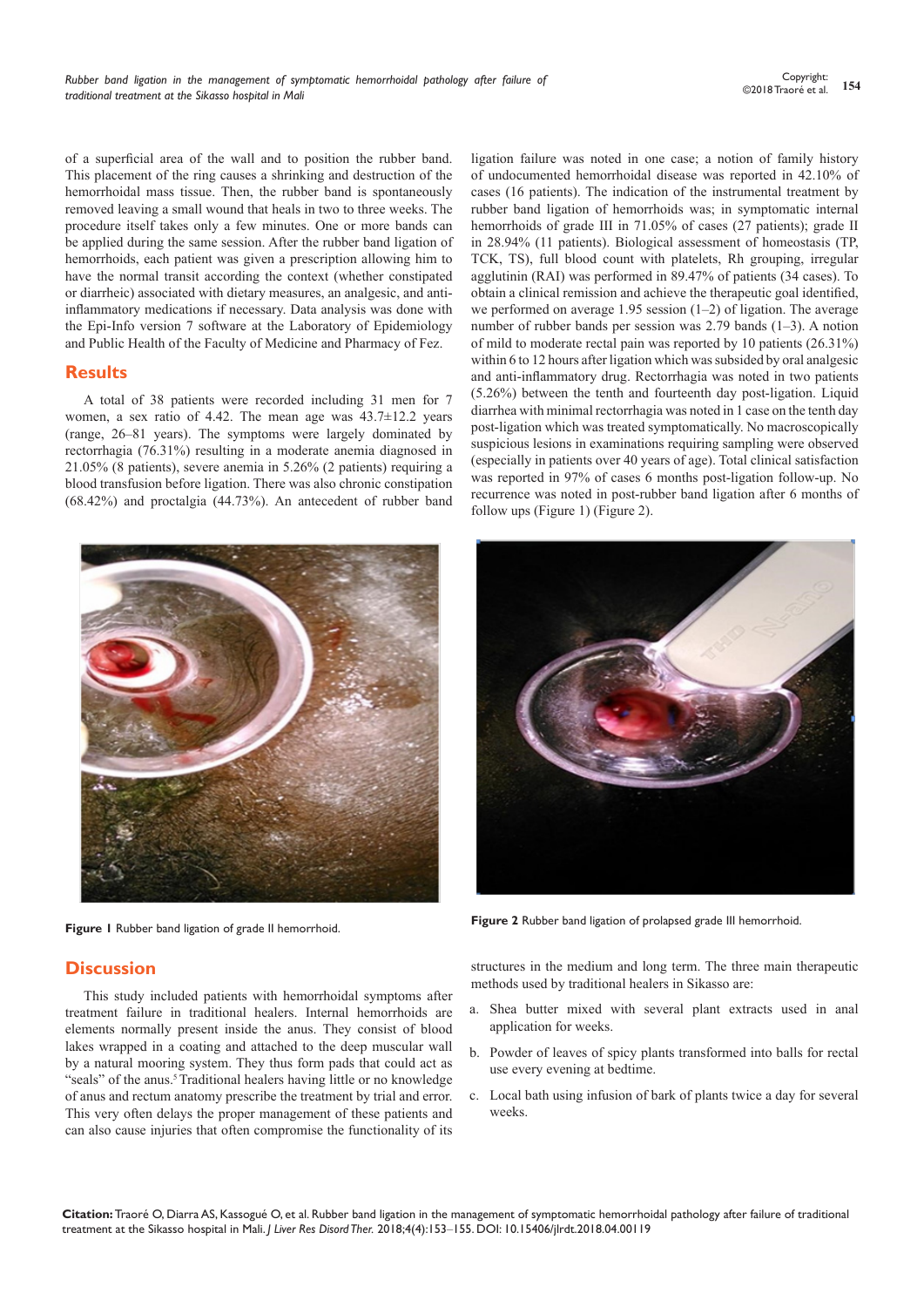of a superficial area of the wall and to position the rubber band. This placement of the ring causes a shrinking and destruction of the hemorrhoidal mass tissue. Then, the rubber band is spontaneously removed leaving a small wound that heals in two to three weeks. The procedure itself takes only a few minutes. One or more bands can be applied during the same session. After the rubber band ligation of hemorrhoids, each patient was given a prescription allowing him to have the normal transit according the context (whether constipated or diarrheic) associated with dietary measures, an analgesic, and anti-inflammatory medications if necessary. Data analysis was done with the Epi-Info version 7 software at the Laboratory of Epidemiology and Public Health of the Faculty of Medicine and Pharmacy of Fez.

## Results

A total of 38 patients were recorded including 31 men for 7 women, a sex ratio of 4.42. The mean age was 43.7±12.2 years (range, 26–81 years). The symptoms were largely dominated by rectorrhagia (76.31%) resulting in a moderate anemia diagnosed in 21.05% (8 patients), severe anemia in 5.26% (2 patients) requiring a blood transfusion before ligation. There was also chronic constipation (68.42%) and proctalgia (44.73%). An antecedent of rubber band ligation failure was noted in one case; a notion of family history of undocumented hemorrhoidal disease was reported in 42.10% of cases (16 patients). The indication of the instrumental treatment by rubber band ligation of hemorrhoids was; in symptomatic internal hemorrhoids of grade III in 71.05% of cases (27 patients); grade II in 28.94% (11 patients). Biological assessment of homeostasis (TP, TCK, TS), full blood count with platelets, Rh grouping, irregular agglutinin (RAI) was performed in 89.47% of patients (34 cases). To obtain a clinical remission and achieve the therapeutic goal identified, we performed on average 1.95 session (1–2) of ligation. The average number of rubber bands per session was 2.79 bands (1–3). A notion of mild to moderate rectal pain was reported by 10 patients (26.31%) within 6 to 12 hours after ligation which was subsided by oral analgesic and anti-inflammatory drug. Rectorrhagia was noted in two patients (5.26%) between the tenth and fourteenth day post-ligation. Liquid diarrhea with minimal rectorrhagia was noted in 1 case on the tenth day post-ligation which was treated symptomatically. No macroscopically suspicious lesions in examinations requiring sampling were observed (especially in patients over 40 years of age). Total clinical satisfaction was reported in 97% of cases 6 months post-ligation follow-up. No recurrence was noted in post-rubber band ligation after 6 months of follow ups (Figure 1) (Figure 2).

**Figure 1** Rubber band ligation of grade II hemorrhoid.

**Figure 2** Rubber band ligation of prolapsed grade III hemorrhoid.

## Discussion

This study included patients with hemorrhoidal symptoms after treatment failure in traditional healers. Internal hemorrhoids are elements normally present inside the anus. They consist of blood lakes wrapped in a coating and attached to the deep muscular wall by a natural mooring system. They thus form pads that could act as "seals" of the anus.[5] Traditional healers having little or no knowledge of anus and rectum anatomy prescribe the treatment by trial and error. This very often delays the proper management of these patients and can also cause injuries that often compromise the functionality of its structures in the medium and long term. The three main therapeutic methods used by traditional healers in Sikasso are:

a. Shea butter mixed with several plant extracts used in anal application for weeks.
b. Powder of leaves of spicy plants transformed into balls for rectal use every evening at bedtime.
c. Local bath using infusion of bark of plants twice a day for several weeks.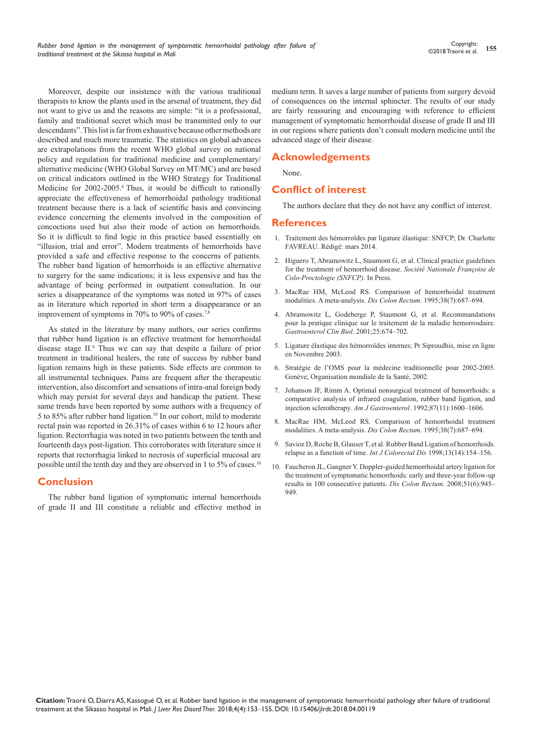Moreover, despite our insistence with the various traditional therapists to know the plants used in the arsenal of treatment, they did not want to give us and the reasons are simple: "it is a professional, family and traditional secret which must be transmitted only to our descendants". This list is far from exhaustive because other methods are described and much more traumatic. The statistics on global advances are extrapolations from the recent WHO global survey on national policy and regulation for traditional medicine and complementary/alternative medicine (WHO Global Survey on MT/MC) and are based on critical indicators outlined in the WHO Strategy for Traditional Medicine for 2002-2005.[6] Thus, it would be difficult to rationally appreciate the effectiveness of hemorrhoidal pathology traditional treatment because there is a lack of scientific basis and convincing evidence concerning the elements involved in the composition of concoctions used but also their mode of action on hemorrhoids. So it is difficult to find logic in this practice based essentially on "illusion, trial and error". Modern treatments of hemorrhoids have provided a safe and effective response to the concerns of patients. The rubber band ligation of hemorrhoids is an effective alternative to surgery for the same indications; it is less expensive and has the advantage of being performed in outpatient consultation. In our series a disappearance of the symptoms was noted in 97% of cases as in literature which reported in short term a disappearance or an improvement of symptoms in 70% to 90% of cases.[7,8]

As stated in the literature by many authors, our series confirms that rubber band ligation is an effective treatment for hemorrhoidal disease stage II.[9] Thus we can say that despite a failure of prior treatment in traditional healers, the rate of success by rubber band ligation remains high in these patients. Side effects are common to all instrumental techniques. Pains are frequent after the therapeutic intervention, also discomfort and sensations of intra-anal foreign body which may persist for several days and handicap the patient. These same trends have been reported by some authors with a frequency of 5 to 85% after rubber band ligation.[10] In our cohort, mild to moderate rectal pain was reported in 26.31% of cases within 6 to 12 hours after ligation. Rectorrhagia was noted in two patients between the tenth and fourteenth days post-ligation. This corroborates with literature since it reports that rectorrhagia linked to necrosis of superficial mucosal are possible until the tenth day and they are observed in 1 to 5% of cases.[10]

## Conclusion

The rubber band ligation of symptomatic internal hemorrhoids of grade II and III constitute a reliable and effective method in medium term. It saves a large number of patients from surgery devoid of consequences on the internal sphincter. The results of our study are fairly reassuring and encouraging with reference to efficient management of symptomatic hemorrhoidal disease of grade II and III in our regions where patients don't consult modern medicine until the advanced stage of their disease.

## Acknowledgements

None.

## Conflict of interest

The authors declare that they do not have any conflict of interest.

## References

1. Traitement des hémorroïdes par ligature élastique: SNFCP; Dr. Charlotte FAVREAU. Rédigé: mars 2014.
2. Higuero T, Abramowitz L, Staumont G, et al. Clinical practice guidelines for the treatment of hemorrhoid disease. *Société Nationale Françoise de Colo-Proctologie (SNFCP)*. In Press.
3. MacRae HM, McLeod RS. Comparison of hemorrhoidal treatment modalities. A meta-analysis. *Dis Colon Rectum*. 1995;38(7):687–694.
4. Abramowitz L, Godeberge P, Staumont G, et al. Recommandations pour la pratique clinique sur le traitement de la maladie hemorroıdaire. *Gastroenterol Clin Biol*. 2001;25:674–702.
5. Ligature élastique des hémorroïdes internes; Pr Siproudhis, mise en ligne en Novembre 2003.
6. Stratégie de l'OMS pour la médecine traditionnelle pour 2002-2005. Genève, Organisation mondiale de la Santé, 2002.
7. Johanson JF, Rimm A. Optimal nonsurgical treatment of hemorrhoids: a comparative analysis of infrared coagulation, rubber band ligation, and injection sclerotherapy. *Am J Gastroenterol*. 1992;87(11):1600–1606.
8. MacRae HM, McLeod RS. Comparison of hemorrhoidal treatment modalities. A meta-analysis. *Dis Colon Rectum*. 1995;38(7):687–694.
9. Savioz D, Roche B, Glauser T, et al. Rubber Band Ligation of hemorrhoids. relapse as a function of time. *Int J Colorectal Dis* 1998;13(14):154–156.
10. Faucheron JL, Gangner Y. Doppler-guided hemorrhoidal artery ligation for the treatment of symptomatic hemorrhoids: early and three-year follow-up results in 100 consecutive patients. *Dis Colon Rectum*. 2008;51(6):945–949.